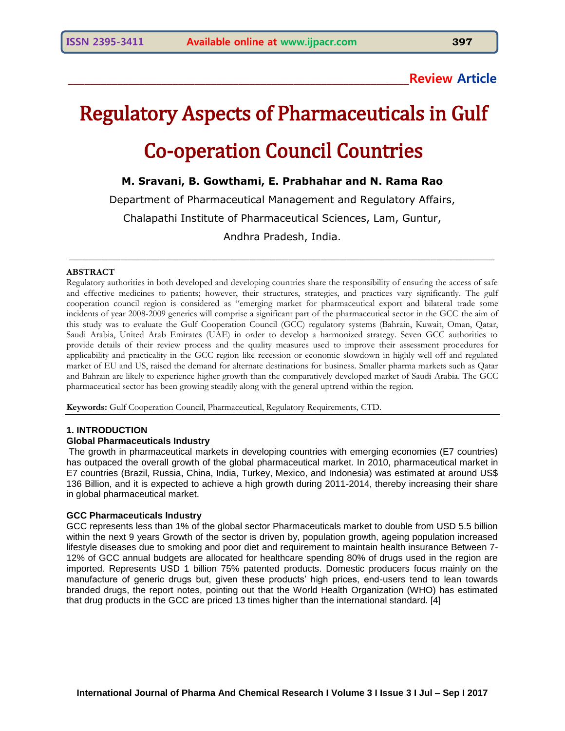**Review Article**

# Regulatory Aspects of Pharmaceuticals in Gulf Co-operation Council Countries

**M. Sravani, B. Gowthami, E. Prabhahar and N. Rama Rao**

Department of Pharmaceutical Management and Regulatory Affairs,
Chalapathi Institute of Pharmaceutical Sciences, Lam, Guntur,
Andhra Pradesh, India.

---

**ABSTRACT**

Regulatory authorities in both developed and developing countries share the responsibility of ensuring the access of safe and effective medicines to patients; however, their structures, strategies, and practices vary significantly. The gulf cooperation council region is considered as "emerging market for pharmaceutical export and bilateral trade some incidents of year 2008-2009 generics will comprise a significant part of the pharmaceutical sector in the GCC the aim of this study was to evaluate the Gulf Cooperation Council (GCC) regulatory systems (Bahrain, Kuwait, Oman, Qatar, Saudi Arabia, United Arab Emirates (UAE) in order to develop a harmonized strategy. Seven GCC authorities to provide details of their review process and the quality measures used to improve their assessment procedures for applicability and practicality in the GCC region like recession or economic slowdown in highly well off and regulated market of EU and US, raised the demand for alternate destinations for business. Smaller pharma markets such as Qatar and Bahrain are likely to experience higher growth than the comparatively developed market of Saudi Arabia. The GCC pharmaceutical sector has been growing steadily along with the general uptrend within the region.

**Keywords:** Gulf Cooperation Council, Pharmaceutical, Regulatory Requirements, CTD.

---

## 1. INTRODUCTION

### Global Pharmaceuticals Industry

The growth in pharmaceutical markets in developing countries with emerging economies (E7 countries) has outpaced the overall growth of the global pharmaceutical market. In 2010, pharmaceutical market in E7 countries (Brazil, Russia, China, India, Turkey, Mexico, and Indonesia) was estimated at around US$ 136 Billion, and it is expected to achieve a high growth during 2011-2014, thereby increasing their share in global pharmaceutical market.

### GCC Pharmaceuticals Industry

GCC represents less than 1% of the global sector Pharmaceuticals market to double from USD 5.5 billion within the next 9 years Growth of the sector is driven by, population growth, ageing population increased lifestyle diseases due to smoking and poor diet and requirement to maintain health insurance Between 7-12% of GCC annual budgets are allocated for healthcare spending 80% of drugs used in the region are imported. Represents USD 1 billion 75% patented products. Domestic producers focus mainly on the manufacture of generic drugs but, given these products' high prices, end-users tend to lean towards branded drugs, the report notes, pointing out that the World Health Organization (WHO) has estimated that drug products in the GCC are priced 13 times higher than the international standard. [4]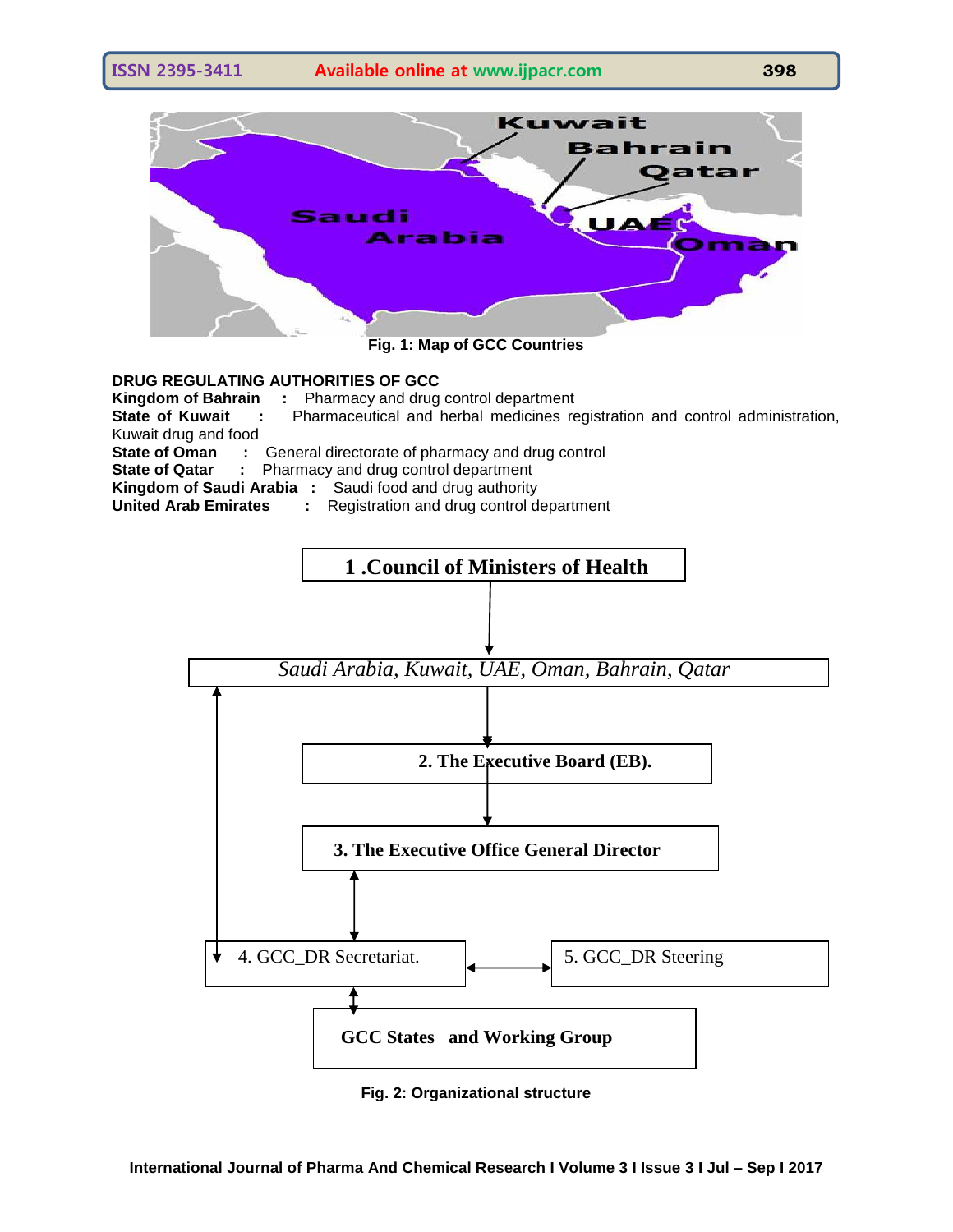Fig. 1: Map of GCC Countries

**DRUG REGULATING AUTHORITIES OF GCC**

**Kingdom of Bahrain** : Pharmacy and drug control department

**State of Kuwait** : Pharmaceutical and herbal medicines registration and control administration, Kuwait drug and food

**State of Oman** : General directorate of pharmacy and drug control

**State of Qatar** : Pharmacy and drug control department

**Kingdom of Saudi Arabia** : Saudi food and drug authority

**United Arab Emirates** : Registration and drug control department

Fig. 2: Organizational structure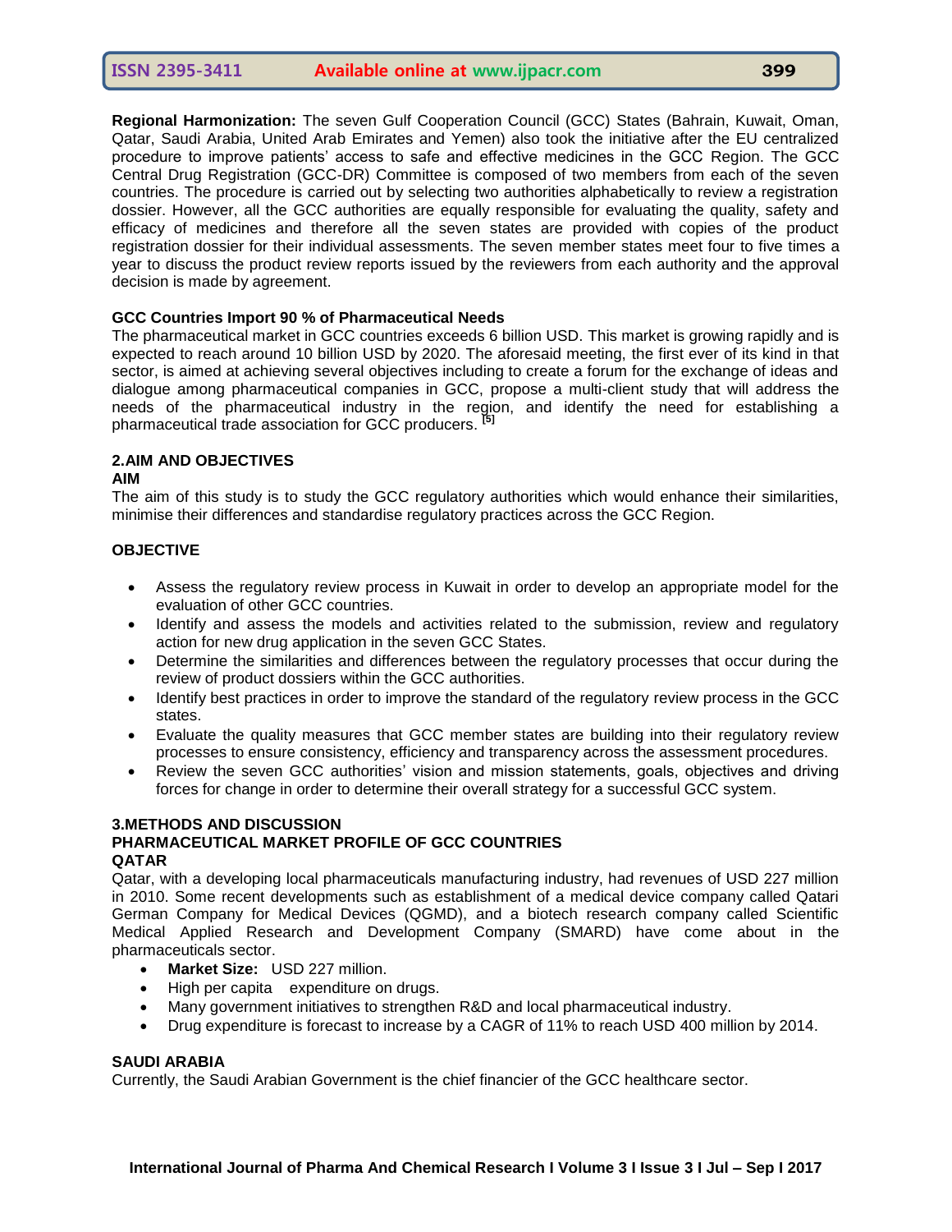**Regional Harmonization:** The seven Gulf Cooperation Council (GCC) States (Bahrain, Kuwait, Oman, Qatar, Saudi Arabia, United Arab Emirates and Yemen) also took the initiative after the EU centralized procedure to improve patients' access to safe and effective medicines in the GCC Region. The GCC Central Drug Registration (GCC-DR) Committee is composed of two members from each of the seven countries. The procedure is carried out by selecting two authorities alphabetically to review a registration dossier. However, all the GCC authorities are equally responsible for evaluating the quality, safety and efficacy of medicines and therefore all the seven states are provided with copies of the product registration dossier for their individual assessments. The seven member states meet four to five times a year to discuss the product review reports issued by the reviewers from each authority and the approval decision is made by agreement.

**GCC Countries Import 90 % of Pharmaceutical Needs**

The pharmaceutical market in GCC countries exceeds 6 billion USD. This market is growing rapidly and is expected to reach around 10 billion USD by 2020. The aforesaid meeting, the first ever of its kind in that sector, is aimed at achieving several objectives including to create a forum for the exchange of ideas and dialogue among pharmaceutical companies in GCC, propose a multi-client study that will address the needs of the pharmaceutical industry in the region, and identify the need for establishing a pharmaceutical trade association for GCC producers. [5]

## 2.AIM AND OBJECTIVES

### AIM

The aim of this study is to study the GCC regulatory authorities which would enhance their similarities, minimise their differences and standardise regulatory practices across the GCC Region.

### OBJECTIVE

- Assess the regulatory review process in Kuwait in order to develop an appropriate model for the evaluation of other GCC countries.
- Identify and assess the models and activities related to the submission, review and regulatory action for new drug application in the seven GCC States.
- Determine the similarities and differences between the regulatory processes that occur during the review of product dossiers within the GCC authorities.
- Identify best practices in order to improve the standard of the regulatory review process in the GCC states.
- Evaluate the quality measures that GCC member states are building into their regulatory review processes to ensure consistency, efficiency and transparency across the assessment procedures.
- Review the seven GCC authorities' vision and mission statements, goals, objectives and driving forces for change in order to determine their overall strategy for a successful GCC system.

## 3.METHODS AND DISCUSSION

### PHARMACEUTICAL MARKET PROFILE OF GCC COUNTRIES

### QATAR

Qatar, with a developing local pharmaceuticals manufacturing industry, had revenues of USD 227 million in 2010. Some recent developments such as establishment of a medical device company called Qatari German Company for Medical Devices (QGMD), and a biotech research company called Scientific Medical Applied Research and Development Company (SMARD) have come about in the pharmaceuticals sector.

- **Market Size:** USD 227 million.
- High per capita expenditure on drugs.
- Many government initiatives to strengthen R&D and local pharmaceutical industry.
- Drug expenditure is forecast to increase by a CAGR of 11% to reach USD 400 million by 2014.

### SAUDI ARABIA

Currently, the Saudi Arabian Government is the chief financier of the GCC healthcare sector.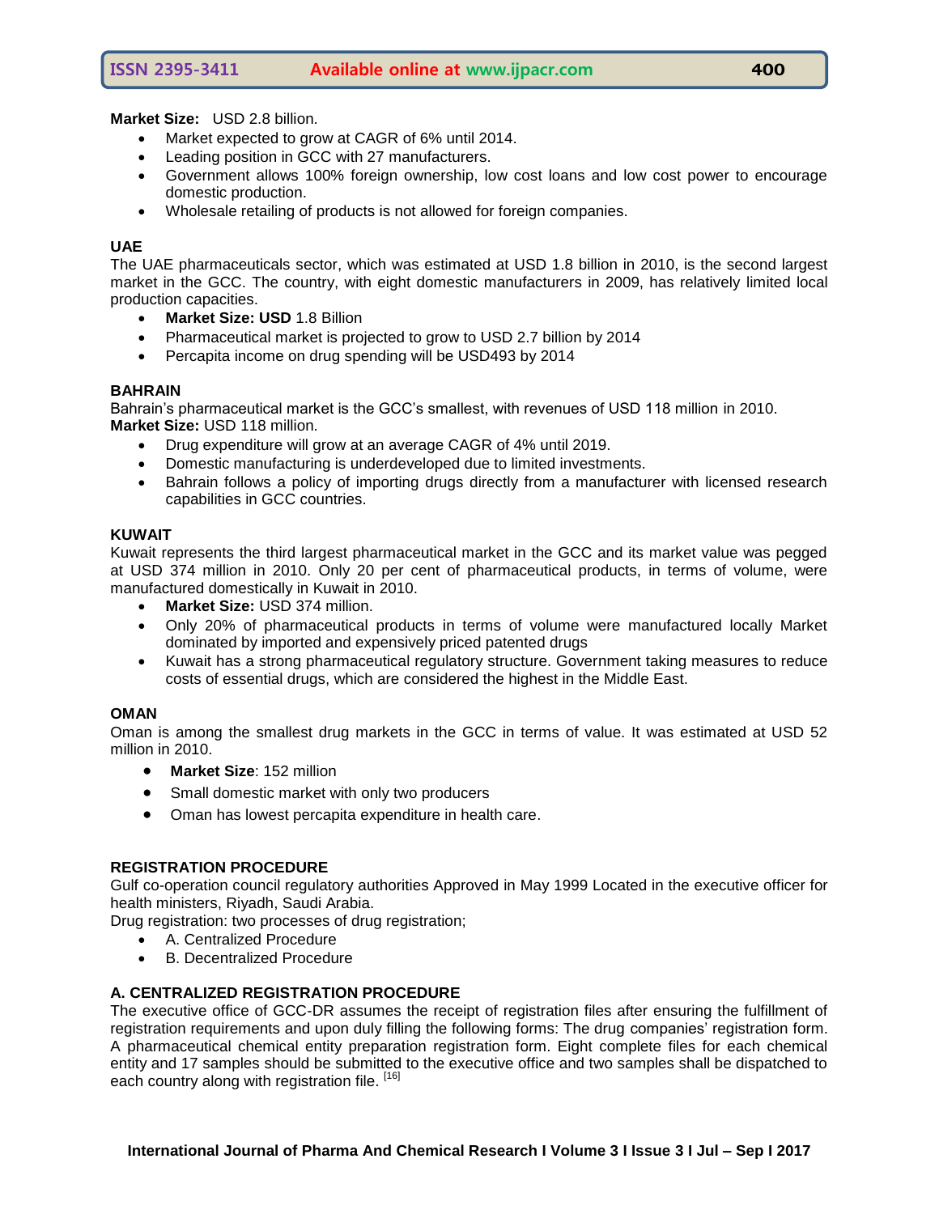**Market Size:** USD 2.8 billion.

- Market expected to grow at CAGR of 6% until 2014.
- Leading position in GCC with 27 manufacturers.
- Government allows 100% foreign ownership, low cost loans and low cost power to encourage domestic production.
- Wholesale retailing of products is not allowed for foreign companies.

**UAE**

The UAE pharmaceuticals sector, which was estimated at USD 1.8 billion in 2010, is the second largest market in the GCC. The country, with eight domestic manufacturers in 2009, has relatively limited local production capacities.

- **Market Size: USD** 1.8 Billion
- Pharmaceutical market is projected to grow to USD 2.7 billion by 2014
- Percapita income on drug spending will be USD493 by 2014

**BAHRAIN**

Bahrain's pharmaceutical market is the GCC's smallest, with revenues of USD 118 million in 2010.
**Market Size:** USD 118 million.

- Drug expenditure will grow at an average CAGR of 4% until 2019.
- Domestic manufacturing is underdeveloped due to limited investments.
- Bahrain follows a policy of importing drugs directly from a manufacturer with licensed research capabilities in GCC countries.

**KUWAIT**

Kuwait represents the third largest pharmaceutical market in the GCC and its market value was pegged at USD 374 million in 2010. Only 20 per cent of pharmaceutical products, in terms of volume, were manufactured domestically in Kuwait in 2010.

- **Market Size:** USD 374 million.
- Only 20% of pharmaceutical products in terms of volume were manufactured locally Market dominated by imported and expensively priced patented drugs
- Kuwait has a strong pharmaceutical regulatory structure. Government taking measures to reduce costs of essential drugs, which are considered the highest in the Middle East.

**OMAN**

Oman is among the smallest drug markets in the GCC in terms of value. It was estimated at USD 52 million in 2010.

- **Market Size**: 152 million
- Small domestic market with only two producers
- Oman has lowest percapita expenditure in health care.

**REGISTRATION PROCEDURE**

Gulf co-operation council regulatory authorities Approved in May 1999 Located in the executive officer for health ministers, Riyadh, Saudi Arabia.

Drug registration: two processes of drug registration;

- A. Centralized Procedure
- B. Decentralized Procedure

**A. CENTRALIZED REGISTRATION PROCEDURE**

The executive office of GCC-DR assumes the receipt of registration files after ensuring the fulfillment of registration requirements and upon duly filling the following forms: The drug companies' registration form. A pharmaceutical chemical entity preparation registration form. Eight complete files for each chemical entity and 17 samples should be submitted to the executive office and two samples shall be dispatched to each country along with registration file. [16]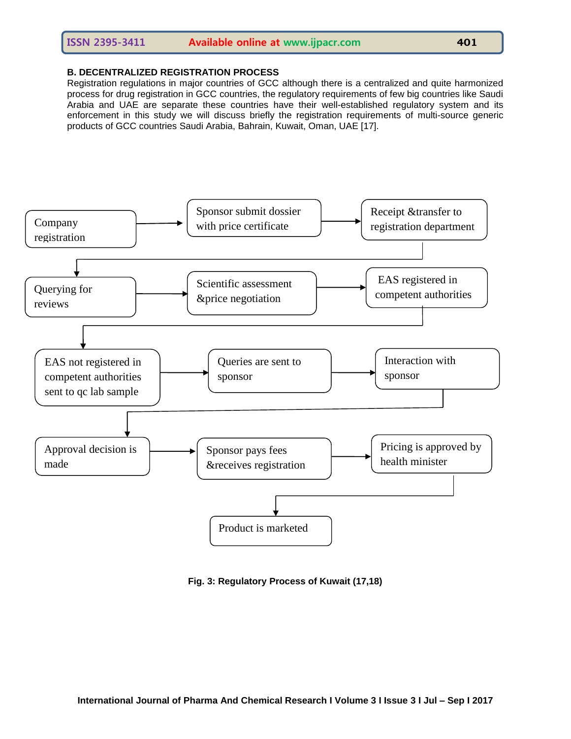### B. DECENTRALIZED REGISTRATION PROCESS

Registration regulations in major countries of GCC although there is a centralized and quite harmonized process for drug registration in GCC countries, the regulatory requirements of few big countries like Saudi Arabia and UAE are separate these countries have their well-established regulatory system and its enforcement in this study we will discuss briefly the registration requirements of multi-source generic products of GCC countries Saudi Arabia, Bahrain, Kuwait, Oman, UAE [17].

Company registration → Sponsor submit dossier with price certificate → Receipt &transfer to registration department → Querying for reviews → Scientific assessment &price negotiation → EAS registered in competent authorities → EAS not registered in competent authorities sent to qc lab sample → Queries are sent to sponsor → Interaction with sponsor → Approval decision is made → Sponsor pays fees &receives registration → Pricing is approved by health minister → Product is marketed

**Fig. 3: Regulatory Process of Kuwait (17,18)**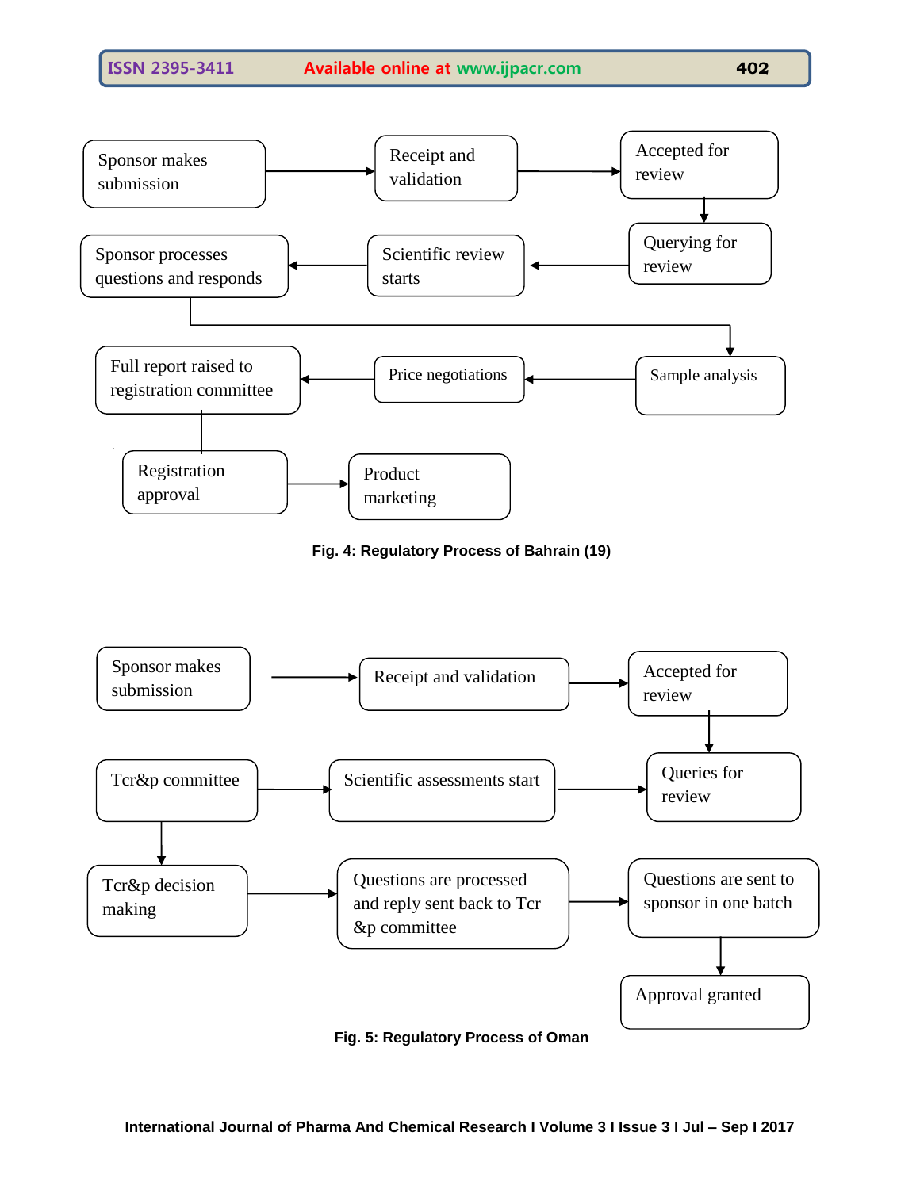Sponsor makes submission → Receipt and validation → Accepted for review → Querying for review → Scientific review starts → Sponsor processes questions and responds → Sample analysis → Price negotiations → Full report raised to registration committee → Registration approval → Product marketing

**Fig. 4: Regulatory Process of Bahrain (19)**

Sponsor makes submission → Receipt and validation → Accepted for review → Queries for review

Tcr&p committee → Scientific assessments start → Queries for review

Tcr&p committee → Tcr&p decision making → Questions are processed and reply sent back to Tcr &p committee → Questions are sent to sponsor in one batch → Approval granted

**Fig. 5: Regulatory Process of Oman**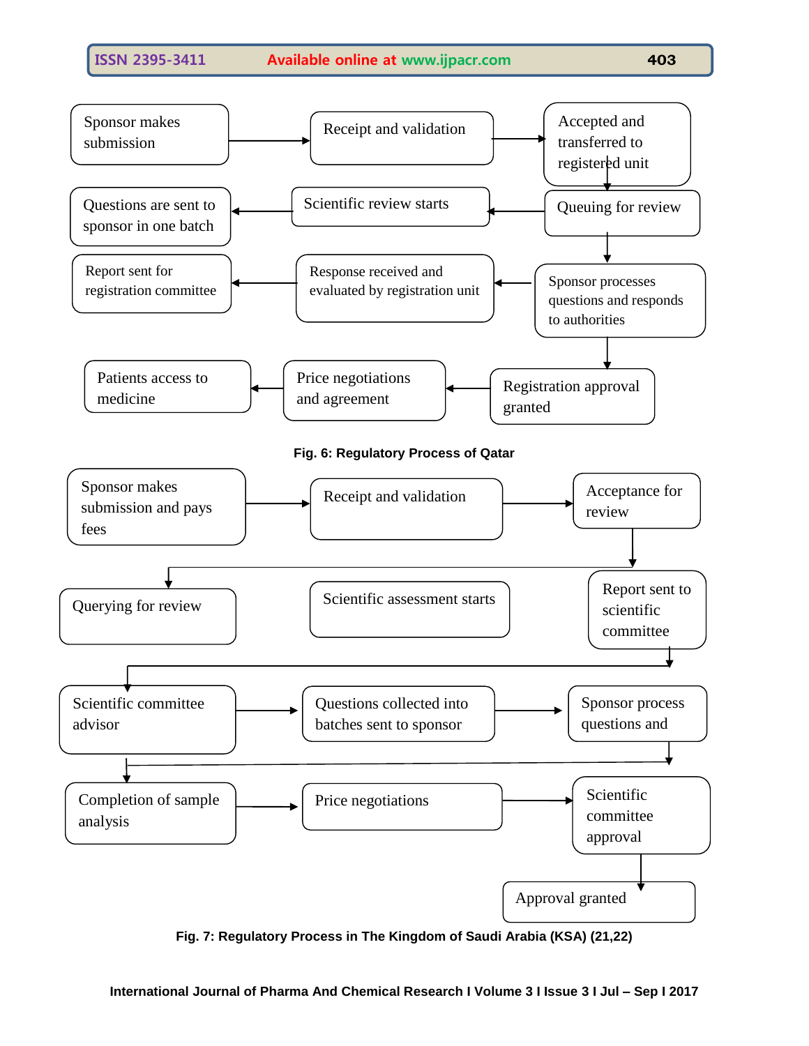Sponsor makes submission → Receipt and validation → Accepted and transferred to registered unit → Queuing for review → Scientific review starts → Questions are sent to sponsor in one batch

Queuing for review → Sponsor processes questions and responds to authorities → Response received and evaluated by registration unit → Report sent for registration committee

Sponsor processes questions and responds to authorities → Registration approval granted → Price negotiations and agreement → Patients access to medicine

**Fig. 6: Regulatory Process of Qatar**

Sponsor makes submission and pays fees → Receipt and validation → Acceptance for review → Querying for review

Scientific assessment starts

Report sent to scientific committee → Scientific committee advisor → Questions collected into batches sent to sponsor → Sponsor process questions and

→ Completion of sample analysis → Price negotiations → Scientific committee approval → Approval granted

**Fig. 7: Regulatory Process in The Kingdom of Saudi Arabia (KSA) (21,22)**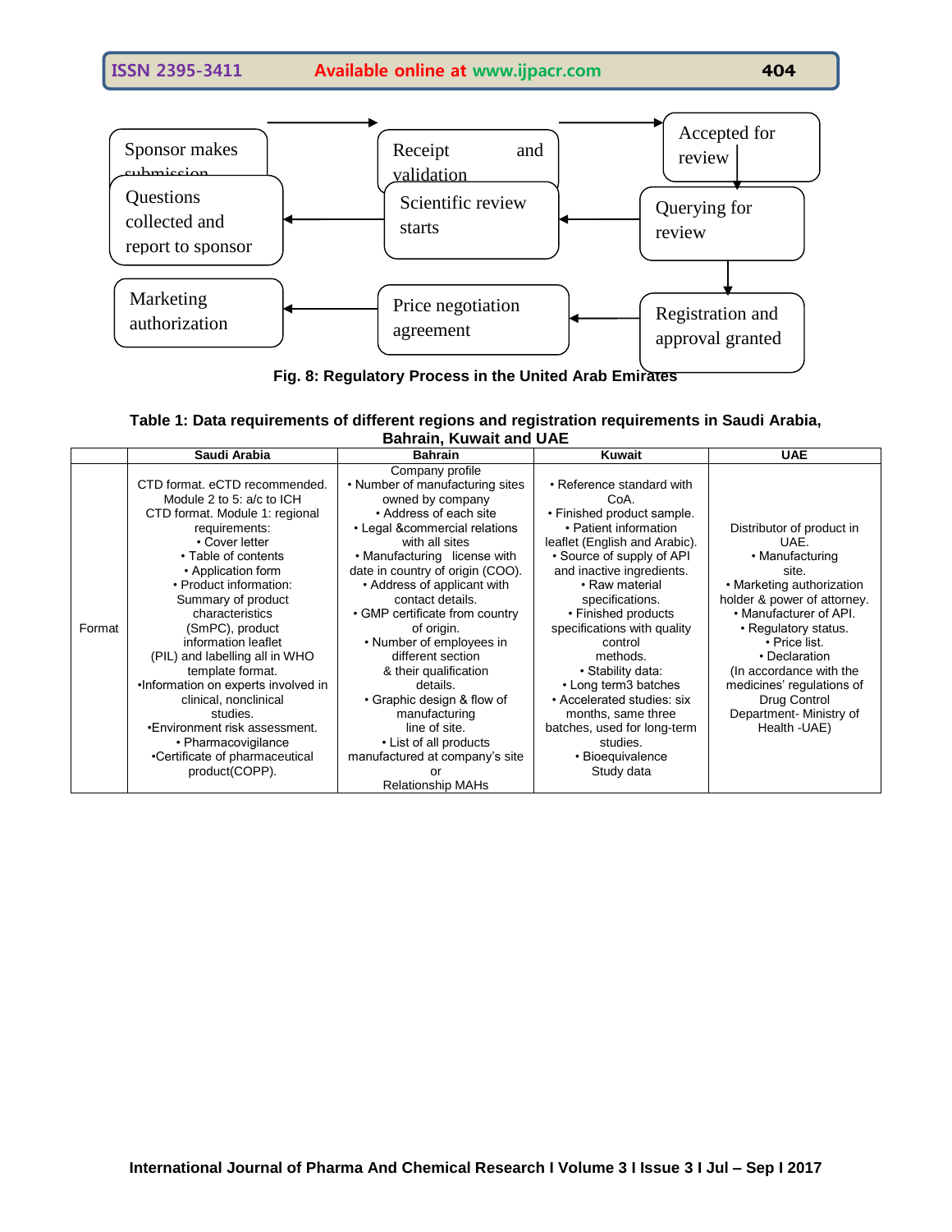Sponsor makes submission → Receipt and validation → Accepted for review → Querying for review → Scientific review starts → Questions collected and report to sponsor

Querying for review → Registration and approval granted → Price negotiation agreement → Marketing authorization

**Fig. 8: Regulatory Process in the United Arab Emirates**

**Table 1: Data requirements of different regions and registration requirements in Saudi Arabia, Bahrain, Kuwait and UAE**

| | Saudi Arabia | Bahrain | Kuwait | UAE |
|---|---|---|---|---|
| Format | CTD format. eCTD recommended. Module 2 to 5: a/c to ICH CTD format. Module 1: regional requirements: • Cover letter • Table of contents • Application form • Product information: Summary of product characteristics (SmPC), product information leaflet (PIL) and labelling all in WHO template format. •Information on experts involved in clinical, nonclinical studies. •Environment risk assessment. • Pharmacovigilance •Certificate of pharmaceutical product(COPP). | Company profile • Number of manufacturing sites owned by company • Address of each site • Legal &commercial relations with all sites • Manufacturing license with date in country of origin (COO). • Address of applicant with contact details. • GMP certificate from country of origin. • Number of employees in different section & their qualification details. • Graphic design & flow of manufacturing line of site. • List of all products manufactured at company's site or Relationship MAHs | • Reference standard with CoA. • Finished product sample. • Patient information leaflet (English and Arabic). • Source of supply of API and inactive ingredients. • Raw material specifications. • Finished products specifications with quality control methods. • Stability data: • Long term3 batches • Accelerated studies: six months, same three batches, used for long-term studies. • Bioequivalence Study data | Distributor of product in UAE. • Manufacturing site. • Marketing authorization holder & power of attorney. • Manufacturer of API. • Regulatory status. • Price list. • Declaration (In accordance with the medicines' regulations of Drug Control Department- Ministry of Health -UAE) |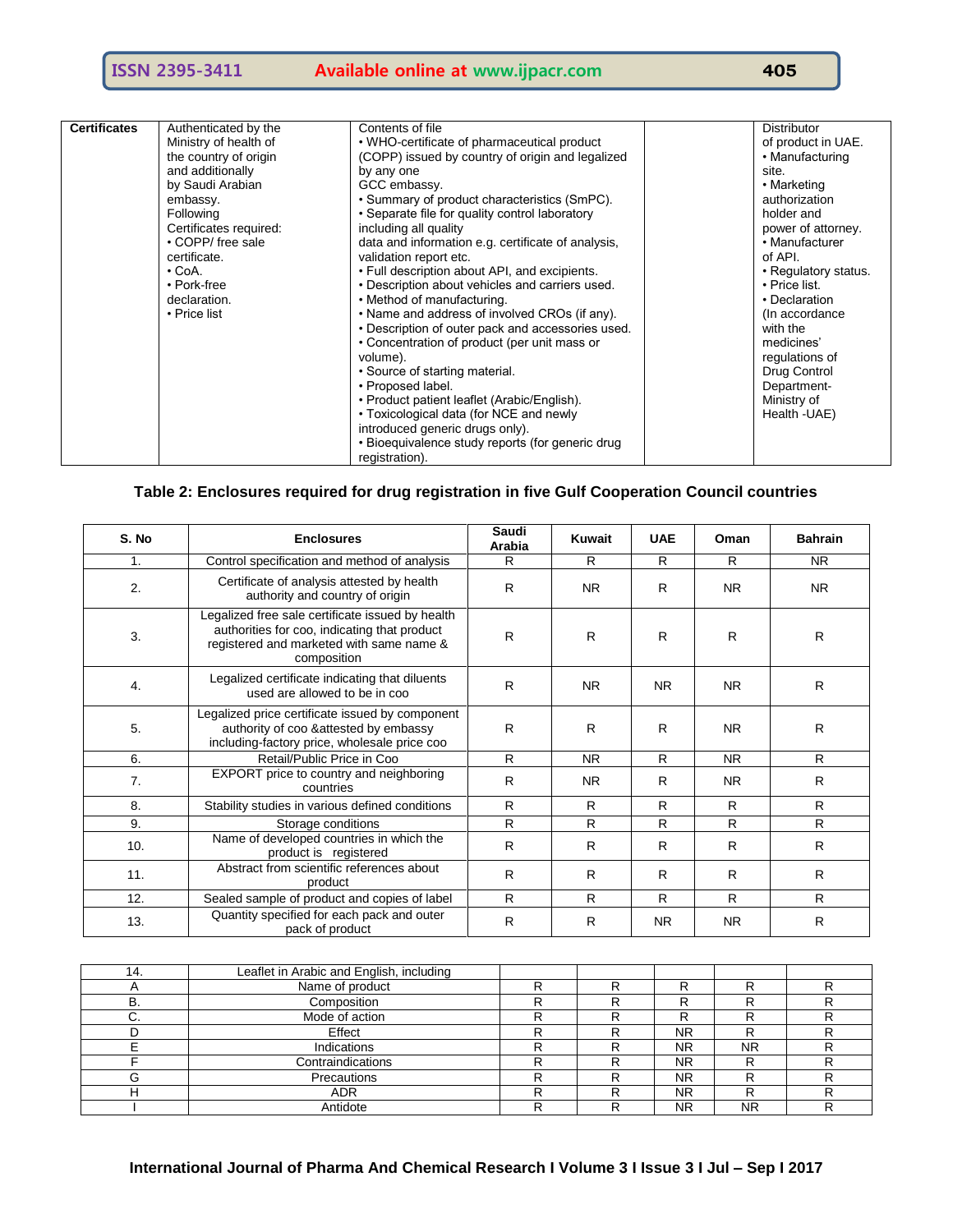| Certificates | Authenticated by the Ministry of health of the country of origin and additionally by Saudi Arabian embassy.<br>Following Certificates required:<br>• COPP/ free sale certificate.<br>• CoA.<br>• Pork-free declaration.<br>• Price list | Contents of file<br>• WHO-certificate of pharmaceutical product (COPP) issued by country of origin and legalized by any one GCC embassy.<br>• Summary of product characteristics (SmPC).<br>• Separate file for quality control laboratory including all quality data and information e.g. certificate of analysis, validation report etc.<br>• Full description about API, and excipients.<br>• Description about vehicles and carriers used.<br>• Method of manufacturing.<br>• Name and address of involved CROs (if any).<br>• Description of outer pack and accessories used.<br>• Concentration of product (per unit mass or volume).<br>• Source of starting material.<br>• Proposed label.<br>• Product patient leaflet (Arabic/English).<br>• Toxicological data (for NCE and newly introduced generic drugs only).<br>• Bioequivalence study reports (for generic drug registration). | | Distributor of product in UAE.<br>• Manufacturing site.<br>• Marketing authorization holder and power of attorney.<br>• Manufacturer of API.<br>• Regulatory status.<br>• Price list.<br>• Declaration (In accordance with the medicines' regulations of Drug Control Department- Ministry of Health -UAE) |
|---|---|---|---|---|

**Table 2: Enclosures required for drug registration in five Gulf Cooperation Council countries**

| S. No | Enclosures | Saudi Arabia | Kuwait | UAE | Oman | Bahrain |
|---|---|---|---|---|---|---|
| 1. | Control specification and method of analysis | R | R | R | R | NR |
| 2. | Certificate of analysis attested by health authority and country of origin | R | NR | R | NR | NR |
| 3. | Legalized free sale certificate issued by health authorities for coo, indicating that product registered and marketed with same name & composition | R | R | R | R | R |
| 4. | Legalized certificate indicating that diluents used are allowed to be in coo | R | NR | NR | NR | R |
| 5. | Legalized price certificate issued by component authority of coo &attested by embassy including-factory price, wholesale price coo | R | R | R | NR | R |
| 6. | Retail/Public Price in Coo | R | NR | R | NR | R |
| 7. | EXPORT price to country and neighboring countries | R | NR | R | NR | R |
| 8. | Stability studies in various defined conditions | R | R | R | R | R |
| 9. | Storage conditions | R | R | R | R | R |
| 10. | Name of developed countries in which the product is registered | R | R | R | R | R |
| 11. | Abstract from scientific references about product | R | R | R | R | R |
| 12. | Sealed sample of product and copies of label | R | R | R | R | R |
| 13. | Quantity specified for each pack and outer pack of product | R | R | NR | NR | R |
| 14. | Leaflet in Arabic and English, including | | | | | |
| A | Name of product | R | R | R | R | R |
| B. | Composition | R | R | R | R | R |
| C. | Mode of action | R | R | R | R | R |
| D | Effect | R | R | NR | R | R |
| E | Indications | R | R | NR | NR | R |
| F | Contraindications | R | R | NR | R | R |
| G | Precautions | R | R | NR | R | R |
| H | ADR | R | R | NR | R | R |
| I | Antidote | R | R | NR | NR | R |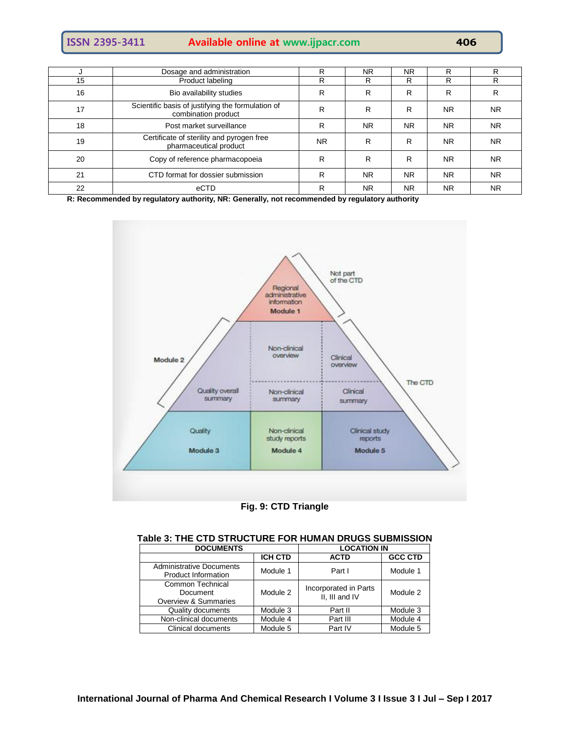| J | Dosage and administration | R | NR | NR | R | R |
|---|---|---|---|---|---|---|
| 15 | Product labeling | R | R | R | R | R |
| 16 | Bio availability studies | R | R | R | R | R |
| 17 | Scientific basis of justifying the formulation of combination product | R | R | R | NR | NR |
| 18 | Post market surveillance | R | NR | NR | NR | NR |
| 19 | Certificate of sterility and pyrogen free pharmaceutical product | NR | R | R | NR | NR |
| 20 | Copy of reference pharmacopoeia | R | R | R | NR | NR |
| 21 | CTD format for dossier submission | R | NR | NR | NR | NR |
| 22 | eCTD | R | NR | NR | NR | NR |

**R: Recommended by regulatory authority, NR: Generally, not recommended by regulatory authority**

**Fig. 9: CTD Triangle**

**Table 3: THE CTD STRUCTURE FOR HUMAN DRUGS SUBMISSION**

| DOCUMENTS | LOCATION IN | | |
|---|---|---|---|
| | **ICH CTD** | **ACTD** | **GCC CTD** |
| Administrative Documents Product Information | Module 1 | Part I | Module 1 |
| Common Technical Document Overview & Summaries | Module 2 | Incorporated in Parts II, III and IV | Module 2 |
| Quality documents | Module 3 | Part II | Module 3 |
| Non-clinical documents | Module 4 | Part III | Module 4 |
| Clinical documents | Module 5 | Part IV | Module 5 |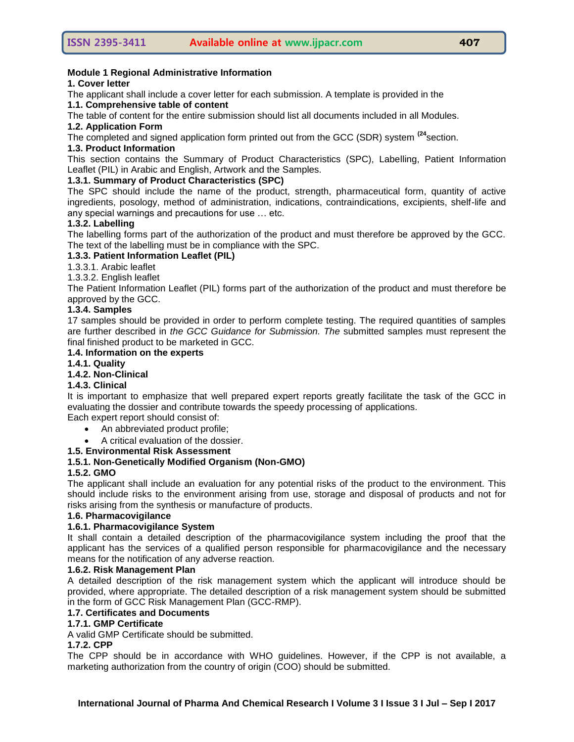**Module 1 Regional Administrative Information**

**1. Cover letter**

The applicant shall include a cover letter for each submission. A template is provided in the

**1.1. Comprehensive table of content**

The table of content for the entire submission should list all documents included in all Modules.

**1.2. Application Form**

The completed and signed application form printed out from the GCC (SDR) system [(24] section.

**1.3. Product Information**

This section contains the Summary of Product Characteristics (SPC), Labelling, Patient Information Leaflet (PIL) in Arabic and English, Artwork and the Samples.

**1.3.1. Summary of Product Characteristics (SPC)**

The SPC should include the name of the product, strength, pharmaceutical form, quantity of active ingredients, posology, method of administration, indications, contraindications, excipients, shelf-life and any special warnings and precautions for use … etc.

**1.3.2. Labelling**

The labelling forms part of the authorization of the product and must therefore be approved by the GCC. The text of the labelling must be in compliance with the SPC.

**1.3.3. Patient Information Leaflet (PIL)**

1.3.3.1. Arabic leaflet

1.3.3.2. English leaflet

The Patient Information Leaflet (PIL) forms part of the authorization of the product and must therefore be approved by the GCC.

**1.3.4. Samples**

17 samples should be provided in order to perform complete testing. The required quantities of samples are further described in *the GCC Guidance for Submission. The* submitted samples must represent the final finished product to be marketed in GCC.

**1.4. Information on the experts**

**1.4.1. Quality**

**1.4.2. Non-Clinical**

**1.4.3. Clinical**

It is important to emphasize that well prepared expert reports greatly facilitate the task of the GCC in evaluating the dossier and contribute towards the speedy processing of applications.

Each expert report should consist of:

- An abbreviated product profile;
- A critical evaluation of the dossier.

**1.5. Environmental Risk Assessment**

**1.5.1. Non-Genetically Modified Organism (Non-GMO)**

**1.5.2. GMO**

The applicant shall include an evaluation for any potential risks of the product to the environment. This should include risks to the environment arising from use, storage and disposal of products and not for risks arising from the synthesis or manufacture of products.

**1.6. Pharmacovigilance**

**1.6.1. Pharmacovigilance System**

It shall contain a detailed description of the pharmacovigilance system including the proof that the applicant has the services of a qualified person responsible for pharmacovigilance and the necessary means for the notification of any adverse reaction.

**1.6.2. Risk Management Plan**

A detailed description of the risk management system which the applicant will introduce should be provided, where appropriate. The detailed description of a risk management system should be submitted in the form of GCC Risk Management Plan (GCC-RMP).

**1.7. Certificates and Documents**

**1.7.1. GMP Certificate**

A valid GMP Certificate should be submitted.

**1.7.2. CPP**

The CPP should be in accordance with WHO guidelines. However, if the CPP is not available, a marketing authorization from the country of origin (COO) should be submitted.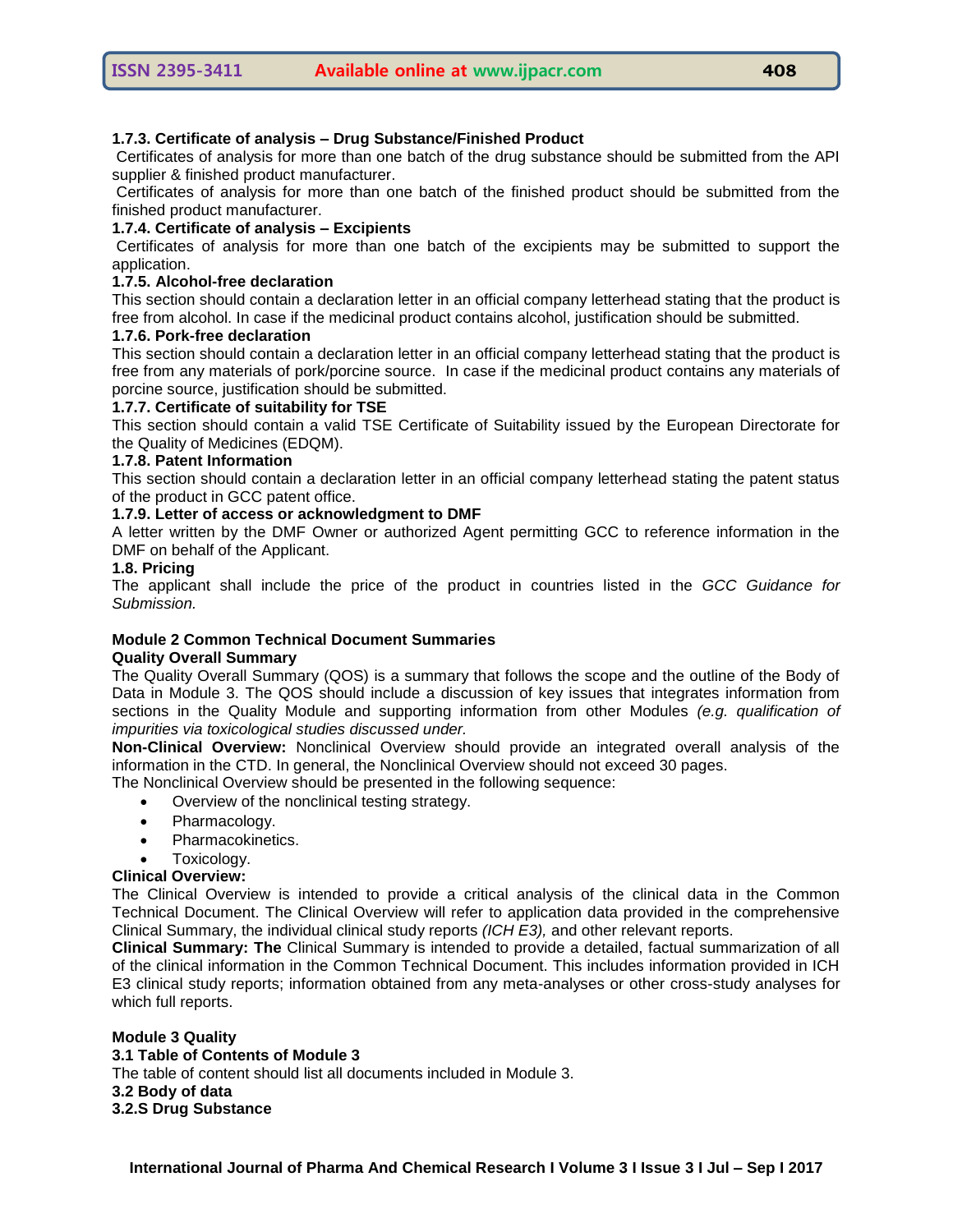#### 1.7.3. Certificate of analysis – Drug Substance/Finished Product

Certificates of analysis for more than one batch of the drug substance should be submitted from the API supplier & finished product manufacturer.

Certificates of analysis for more than one batch of the finished product should be submitted from the finished product manufacturer.

#### 1.7.4. Certificate of analysis – Excipients

Certificates of analysis for more than one batch of the excipients may be submitted to support the application.

#### 1.7.5. Alcohol-free declaration

This section should contain a declaration letter in an official company letterhead stating that the product is free from alcohol. In case if the medicinal product contains alcohol, justification should be submitted.

#### 1.7.6. Pork-free declaration

This section should contain a declaration letter in an official company letterhead stating that the product is free from any materials of pork/porcine source. In case if the medicinal product contains any materials of porcine source, justification should be submitted.

#### 1.7.7. Certificate of suitability for TSE

This section should contain a valid TSE Certificate of Suitability issued by the European Directorate for the Quality of Medicines (EDQM).

#### 1.7.8. Patent Information

This section should contain a declaration letter in an official company letterhead stating the patent status of the product in GCC patent office.

#### 1.7.9. Letter of access or acknowledgment to DMF

A letter written by the DMF Owner or authorized Agent permitting GCC to reference information in the DMF on behalf of the Applicant.

### 1.8. Pricing

The applicant shall include the price of the product in countries listed in the *GCC Guidance for Submission.*

## Module 2 Common Technical Document Summaries

### Quality Overall Summary

The Quality Overall Summary (QOS) is a summary that follows the scope and the outline of the Body of Data in Module 3. The QOS should include a discussion of key issues that integrates information from sections in the Quality Module and supporting information from other Modules *(e.g. qualification of impurities via toxicological studies discussed under.*

**Non-Clinical Overview:** Nonclinical Overview should provide an integrated overall analysis of the information in the CTD. In general, the Nonclinical Overview should not exceed 30 pages.

The Nonclinical Overview should be presented in the following sequence:

- Overview of the nonclinical testing strategy.
- Pharmacology.
- Pharmacokinetics.
- Toxicology.

**Clinical Overview:**

The Clinical Overview is intended to provide a critical analysis of the clinical data in the Common Technical Document. The Clinical Overview will refer to application data provided in the comprehensive Clinical Summary, the individual clinical study reports *(ICH E3),* and other relevant reports.

**Clinical Summary: The** Clinical Summary is intended to provide a detailed, factual summarization of all of the clinical information in the Common Technical Document. This includes information provided in ICH E3 clinical study reports; information obtained from any meta-analyses or other cross-study analyses for which full reports.

## Module 3 Quality

### 3.1 Table of Contents of Module 3

The table of content should list all documents included in Module 3.

### 3.2 Body of data

#### 3.2.S Drug Substance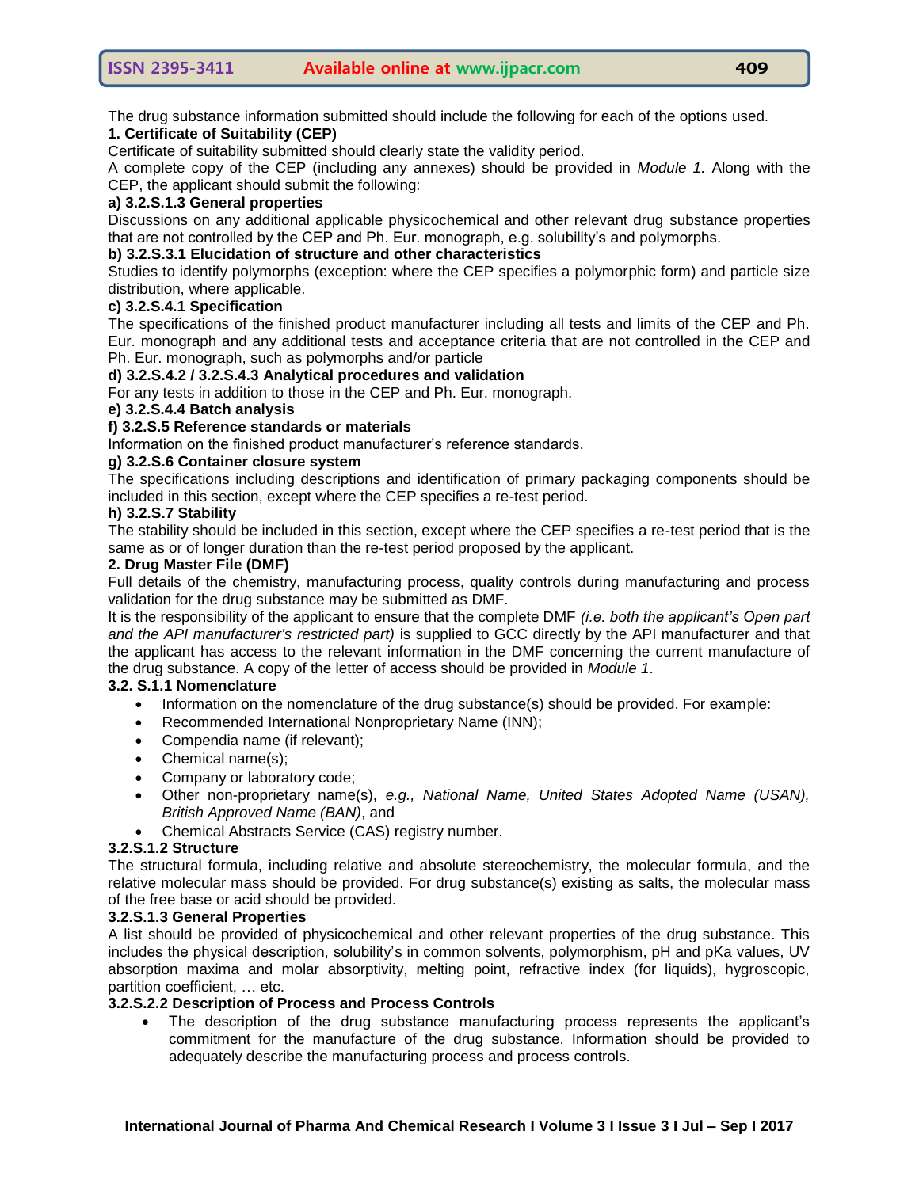The drug substance information submitted should include the following for each of the options used.

**1. Certificate of Suitability (CEP)**

Certificate of suitability submitted should clearly state the validity period.

A complete copy of the CEP (including any annexes) should be provided in *Module 1.* Along with the CEP, the applicant should submit the following:

**a) 3.2.S.1.3 General properties**

Discussions on any additional applicable physicochemical and other relevant drug substance properties that are not controlled by the CEP and Ph. Eur. monograph, e.g. solubility's and polymorphs.

**b) 3.2.S.3.1 Elucidation of structure and other characteristics**

Studies to identify polymorphs (exception: where the CEP specifies a polymorphic form) and particle size distribution, where applicable.

**c) 3.2.S.4.1 Specification**

The specifications of the finished product manufacturer including all tests and limits of the CEP and Ph. Eur. monograph and any additional tests and acceptance criteria that are not controlled in the CEP and Ph. Eur. monograph, such as polymorphs and/or particle

**d) 3.2.S.4.2 / 3.2.S.4.3 Analytical procedures and validation**

For any tests in addition to those in the CEP and Ph. Eur. monograph.

**e) 3.2.S.4.4 Batch analysis**

**f) 3.2.S.5 Reference standards or materials**

Information on the finished product manufacturer's reference standards.

**g) 3.2.S.6 Container closure system**

The specifications including descriptions and identification of primary packaging components should be included in this section, except where the CEP specifies a re-test period.

**h) 3.2.S.7 Stability**

The stability should be included in this section, except where the CEP specifies a re-test period that is the same as or of longer duration than the re-test period proposed by the applicant.

**2. Drug Master File (DMF)**

Full details of the chemistry, manufacturing process, quality controls during manufacturing and process validation for the drug substance may be submitted as DMF.

It is the responsibility of the applicant to ensure that the complete DMF *(i.e. both the applicant's Open part and the API manufacturer's restricted part)* is supplied to GCC directly by the API manufacturer and that the applicant has access to the relevant information in the DMF concerning the current manufacture of the drug substance. A copy of the letter of access should be provided in *Module 1*.

**3.2. S.1.1 Nomenclature**

- Information on the nomenclature of the drug substance(s) should be provided. For example:
- Recommended International Nonproprietary Name (INN);
- Compendia name (if relevant);
- Chemical name(s);
- Company or laboratory code;
- Other non-proprietary name(s), *e.g., National Name, United States Adopted Name (USAN), British Approved Name (BAN)*, and
- Chemical Abstracts Service (CAS) registry number.

**3.2.S.1.2 Structure**

The structural formula, including relative and absolute stereochemistry, the molecular formula, and the relative molecular mass should be provided. For drug substance(s) existing as salts, the molecular mass of the free base or acid should be provided.

**3.2.S.1.3 General Properties**

A list should be provided of physicochemical and other relevant properties of the drug substance. This includes the physical description, solubility's in common solvents, polymorphism, pH and pKa values, UV absorption maxima and molar absorptivity, melting point, refractive index (for liquids), hygroscopic, partition coefficient, … etc.

**3.2.S.2.2 Description of Process and Process Controls**

- The description of the drug substance manufacturing process represents the applicant's commitment for the manufacture of the drug substance. Information should be provided to adequately describe the manufacturing process and process controls.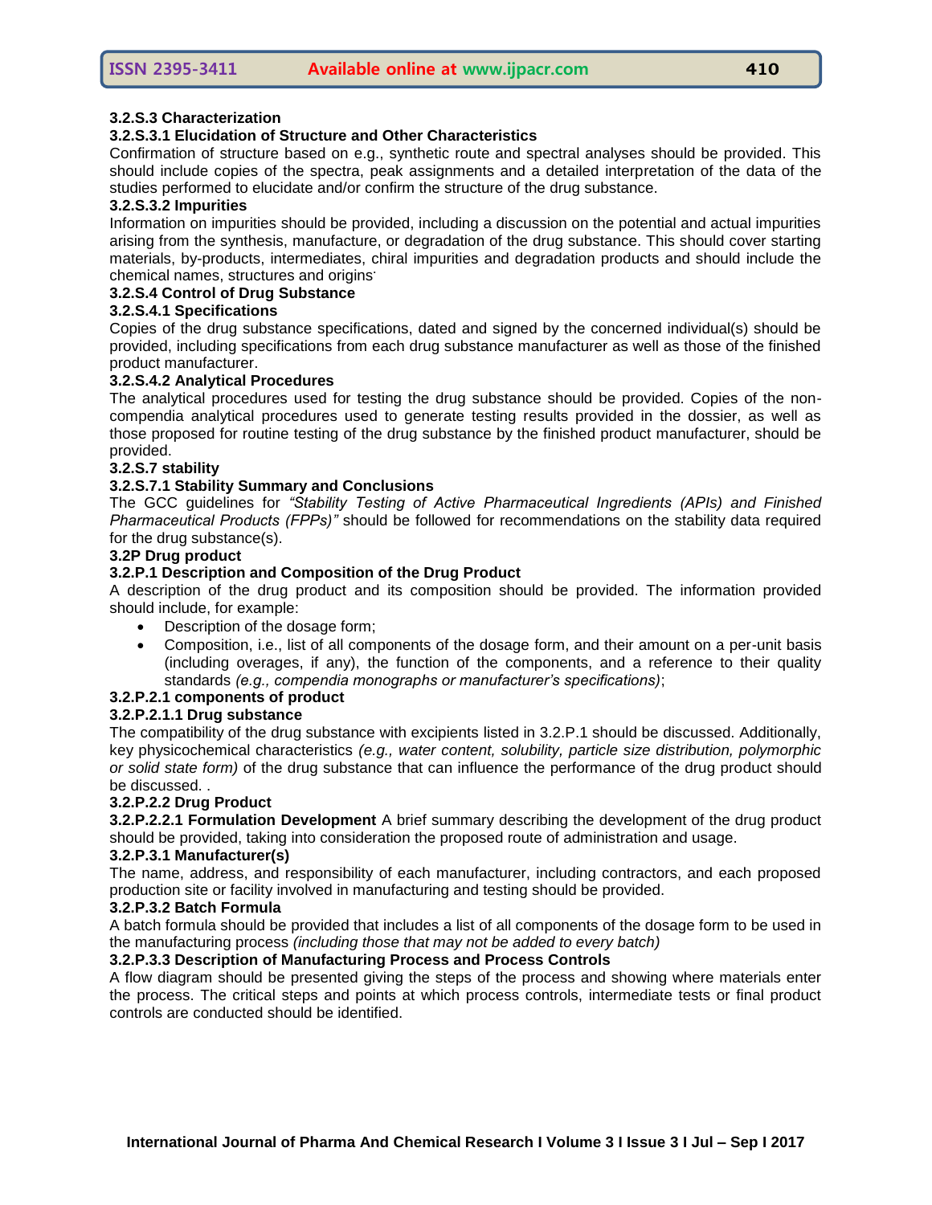### 3.2.S.3 Characterization

#### 3.2.S.3.1 Elucidation of Structure and Other Characteristics

Confirmation of structure based on e.g., synthetic route and spectral analyses should be provided. This should include copies of the spectra, peak assignments and a detailed interpretation of the data of the studies performed to elucidate and/or confirm the structure of the drug substance.

#### 3.2.S.3.2 Impurities

Information on impurities should be provided, including a discussion on the potential and actual impurities arising from the synthesis, manufacture, or degradation of the drug substance. This should cover starting materials, by-products, intermediates, chiral impurities and degradation products and should include the chemical names, structures and origins.

### 3.2.S.4 Control of Drug Substance

#### 3.2.S.4.1 Specifications

Copies of the drug substance specifications, dated and signed by the concerned individual(s) should be provided, including specifications from each drug substance manufacturer as well as those of the finished product manufacturer.

#### 3.2.S.4.2 Analytical Procedures

The analytical procedures used for testing the drug substance should be provided. Copies of the non-compendia analytical procedures used to generate testing results provided in the dossier, as well as those proposed for routine testing of the drug substance by the finished product manufacturer, should be provided.

### 3.2.S.7 stability

#### 3.2.S.7.1 Stability Summary and Conclusions

The GCC guidelines for *"Stability Testing of Active Pharmaceutical Ingredients (APIs) and Finished Pharmaceutical Products (FPPs)"* should be followed for recommendations on the stability data required for the drug substance(s).

## 3.2P Drug product

### 3.2.P.1 Description and Composition of the Drug Product

A description of the drug product and its composition should be provided. The information provided should include, for example:

- Description of the dosage form;
- Composition, i.e., list of all components of the dosage form, and their amount on a per-unit basis (including overages, if any), the function of the components, and a reference to their quality standards *(e.g., compendia monographs or manufacturer's specifications)*;

### 3.2.P.2.1 components of product

#### 3.2.P.2.1.1 Drug substance

The compatibility of the drug substance with excipients listed in 3.2.P.1 should be discussed. Additionally, key physicochemical characteristics *(e.g., water content, solubility, particle size distribution, polymorphic or solid state form)* of the drug substance that can influence the performance of the drug product should be discussed. .

### 3.2.P.2.2 Drug Product

**3.2.P.2.2.1 Formulation Development** A brief summary describing the development of the drug product should be provided, taking into consideration the proposed route of administration and usage.

### 3.2.P.3.1 Manufacturer(s)

The name, address, and responsibility of each manufacturer, including contractors, and each proposed production site or facility involved in manufacturing and testing should be provided.

### 3.2.P.3.2 Batch Formula

A batch formula should be provided that includes a list of all components of the dosage form to be used in the manufacturing process *(including those that may not be added to every batch)*

### 3.2.P.3.3 Description of Manufacturing Process and Process Controls

A flow diagram should be presented giving the steps of the process and showing where materials enter the process. The critical steps and points at which process controls, intermediate tests or final product controls are conducted should be identified.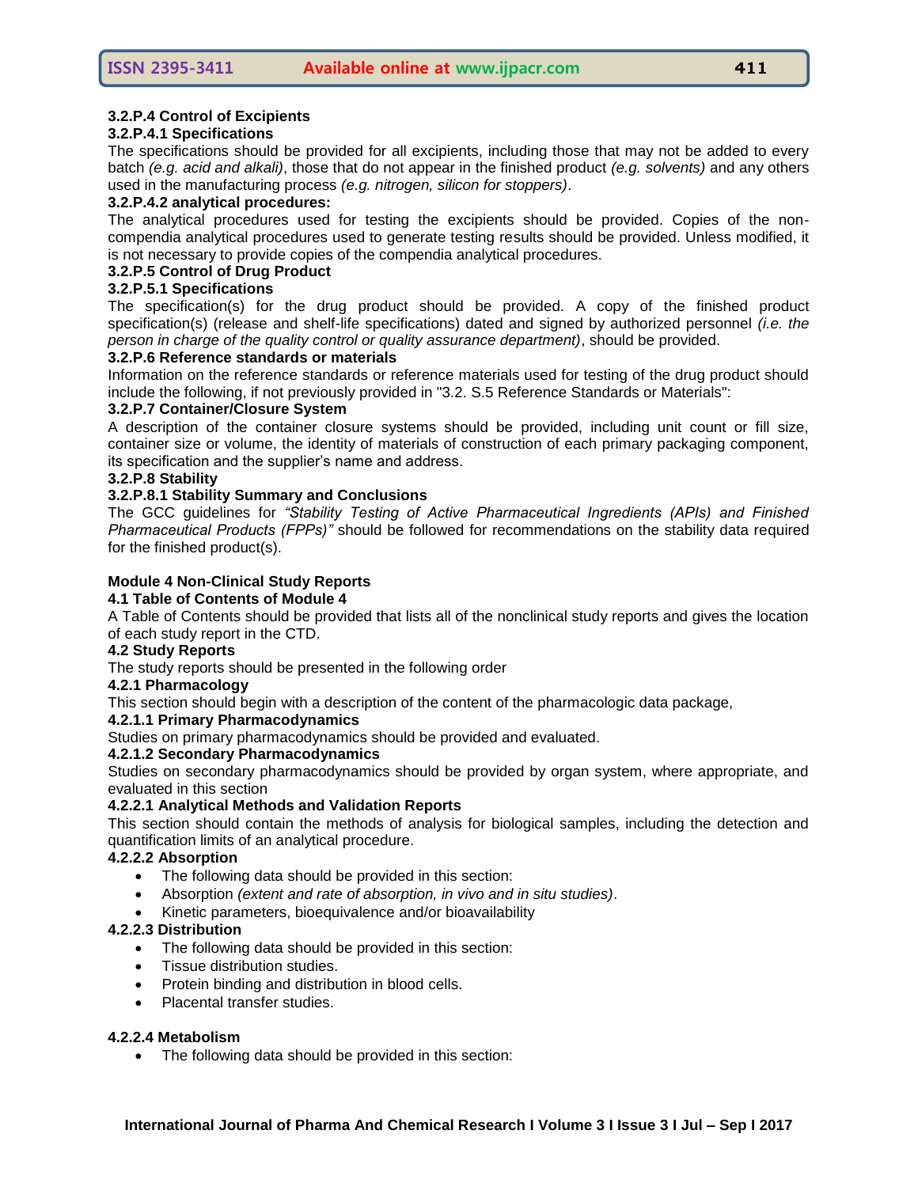### 3.2.P.4 Control of Excipients

#### 3.2.P.4.1 Specifications

The specifications should be provided for all excipients, including those that may not be added to every batch *(e.g. acid and alkali)*, those that do not appear in the finished product *(e.g. solvents)* and any others used in the manufacturing process *(e.g. nitrogen, silicon for stoppers)*.

#### 3.2.P.4.2 analytical procedures:

The analytical procedures used for testing the excipients should be provided. Copies of the non-compendia analytical procedures used to generate testing results should be provided. Unless modified, it is not necessary to provide copies of the compendia analytical procedures.

### 3.2.P.5 Control of Drug Product

#### 3.2.P.5.1 Specifications

The specification(s) for the drug product should be provided. A copy of the finished product specification(s) (release and shelf-life specifications) dated and signed by authorized personnel *(i.e. the person in charge of the quality control or quality assurance department)*, should be provided.

### 3.2.P.6 Reference standards or materials

Information on the reference standards or reference materials used for testing of the drug product should include the following, if not previously provided in "3.2. S.5 Reference Standards or Materials":

### 3.2.P.7 Container/Closure System

A description of the container closure systems should be provided, including unit count or fill size, container size or volume, the identity of materials of construction of each primary packaging component, its specification and the supplier's name and address.

### 3.2.P.8 Stability

#### 3.2.P.8.1 Stability Summary and Conclusions

The GCC guidelines for *"Stability Testing of Active Pharmaceutical Ingredients (APIs) and Finished Pharmaceutical Products (FPPs)"* should be followed for recommendations on the stability data required for the finished product(s).

## Module 4 Non-Clinical Study Reports

### 4.1 Table of Contents of Module 4

A Table of Contents should be provided that lists all of the nonclinical study reports and gives the location of each study report in the CTD.

### 4.2 Study Reports

The study reports should be presented in the following order

#### 4.2.1 Pharmacology

This section should begin with a description of the content of the pharmacologic data package,

##### 4.2.1.1 Primary Pharmacodynamics

Studies on primary pharmacodynamics should be provided and evaluated.

##### 4.2.1.2 Secondary Pharmacodynamics

Studies on secondary pharmacodynamics should be provided by organ system, where appropriate, and evaluated in this section

##### 4.2.2.1 Analytical Methods and Validation Reports

This section should contain the methods of analysis for biological samples, including the detection and quantification limits of an analytical procedure.

##### 4.2.2.2 Absorption

- The following data should be provided in this section:
- Absorption *(extent and rate of absorption, in vivo and in situ studies)*.
- Kinetic parameters, bioequivalence and/or bioavailability

##### 4.2.2.3 Distribution

- The following data should be provided in this section:
- Tissue distribution studies.
- Protein binding and distribution in blood cells.
- Placental transfer studies.

##### 4.2.2.4 Metabolism

- The following data should be provided in this section: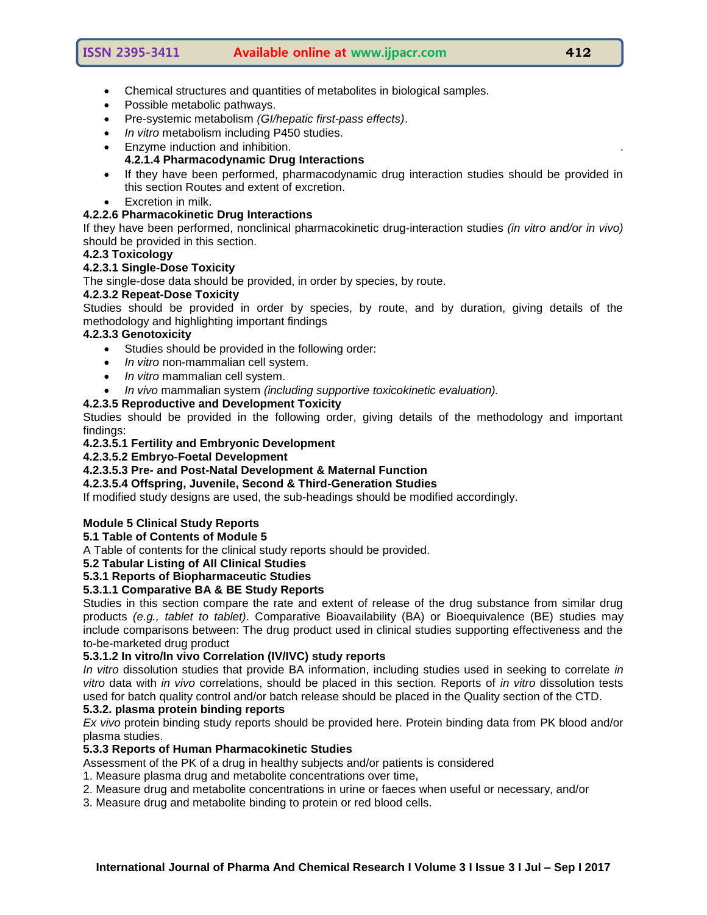- Chemical structures and quantities of metabolites in biological samples.
- Possible metabolic pathways.
- Pre-systemic metabolism *(GI/hepatic first-pass effects)*.
- *In vitro* metabolism including P450 studies.
- Enzyme induction and inhibition.

**4.2.1.4 Pharmacodynamic Drug Interactions**

- If they have been performed, pharmacodynamic drug interaction studies should be provided in this section Routes and extent of excretion.
- Excretion in milk.

**4.2.2.6 Pharmacokinetic Drug Interactions**

If they have been performed, nonclinical pharmacokinetic drug-interaction studies *(in vitro and/or in vivo)* should be provided in this section.

**4.2.3 Toxicology**

**4.2.3.1 Single-Dose Toxicity**

The single-dose data should be provided, in order by species, by route.

**4.2.3.2 Repeat-Dose Toxicity**

Studies should be provided in order by species, by route, and by duration, giving details of the methodology and highlighting important findings

**4.2.3.3 Genotoxicity**

- Studies should be provided in the following order:
- *In vitro* non-mammalian cell system.
- *In vitro* mammalian cell system.
- *In vivo* mammalian system *(including supportive toxicokinetic evaluation).*

**4.2.3.5 Reproductive and Development Toxicity**

Studies should be provided in the following order, giving details of the methodology and important findings:

**4.2.3.5.1 Fertility and Embryonic Development**

**4.2.3.5.2 Embryo-Foetal Development**

**4.2.3.5.3 Pre- and Post-Natal Development & Maternal Function**

**4.2.3.5.4 Offspring, Juvenile, Second & Third-Generation Studies**

If modified study designs are used, the sub-headings should be modified accordingly.

**Module 5 Clinical Study Reports**

**5.1 Table of Contents of Module 5**

A Table of contents for the clinical study reports should be provided.

**5.2 Tabular Listing of All Clinical Studies**

**5.3.1 Reports of Biopharmaceutic Studies**

**5.3.1.1 Comparative BA & BE Study Reports**

Studies in this section compare the rate and extent of release of the drug substance from similar drug products *(e.g., tablet to tablet)*. Comparative Bioavailability (BA) or Bioequivalence (BE) studies may include comparisons between: The drug product used in clinical studies supporting effectiveness and the to-be-marketed drug product

**5.3.1.2 In vitro/In vivo Correlation (IV/IVC) study reports**

*In vitro* dissolution studies that provide BA information, including studies used in seeking to correlate *in vitro* data with *in vivo* correlations, should be placed in this section. Reports of *in vitro* dissolution tests used for batch quality control and/or batch release should be placed in the Quality section of the CTD.

**5.3.2. plasma protein binding reports**

*Ex vivo* protein binding study reports should be provided here. Protein binding data from PK blood and/or plasma studies.

**5.3.3 Reports of Human Pharmacokinetic Studies**

Assessment of the PK of a drug in healthy subjects and/or patients is considered

1. Measure plasma drug and metabolite concentrations over time,
2. Measure drug and metabolite concentrations in urine or faeces when useful or necessary, and/or
3. Measure drug and metabolite binding to protein or red blood cells.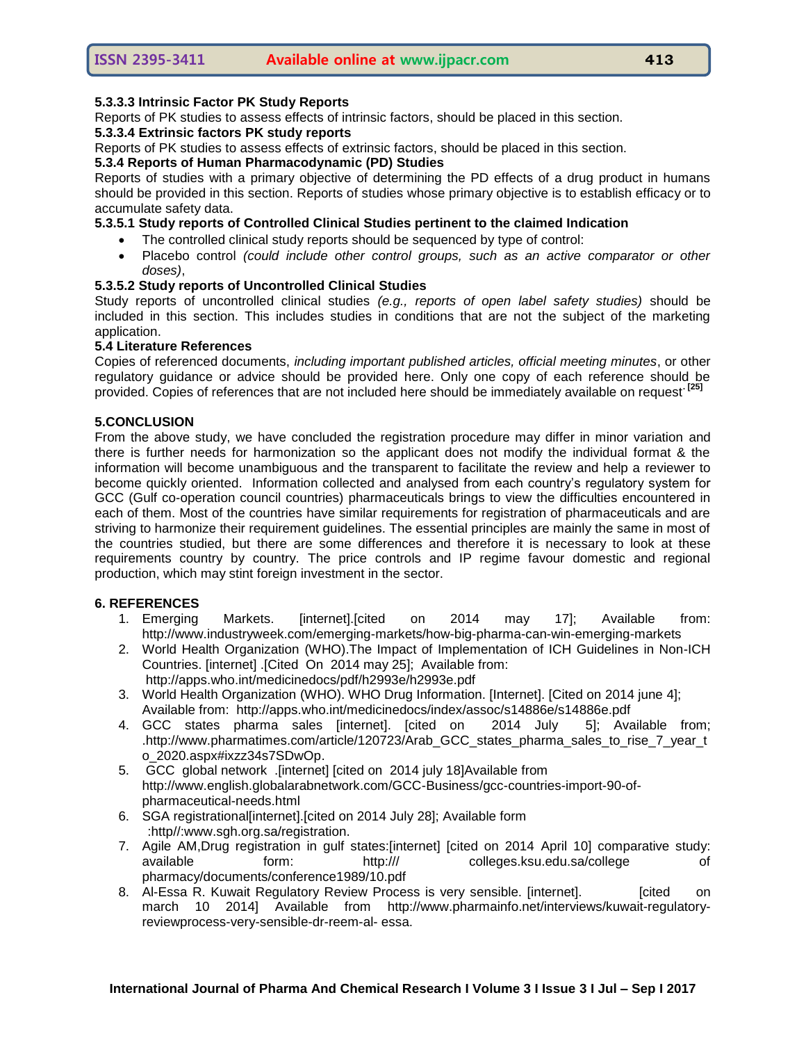#### 5.3.3.3 Intrinsic Factor PK Study Reports

Reports of PK studies to assess effects of intrinsic factors, should be placed in this section.

#### 5.3.3.4 Extrinsic factors PK study reports

Reports of PK studies to assess effects of extrinsic factors, should be placed in this section.

### 5.3.4 Reports of Human Pharmacodynamic (PD) Studies

Reports of studies with a primary objective of determining the PD effects of a drug product in humans should be provided in this section. Reports of studies whose primary objective is to establish efficacy or to accumulate safety data.

#### 5.3.5.1 Study reports of Controlled Clinical Studies pertinent to the claimed Indication

- The controlled clinical study reports should be sequenced by type of control:
- Placebo control *(could include other control groups, such as an active comparator or other doses)*,

#### 5.3.5.2 Study reports of Uncontrolled Clinical Studies

Study reports of uncontrolled clinical studies *(e.g., reports of open label safety studies)* should be included in this section. This includes studies in conditions that are not the subject of the marketing application.

### 5.4 Literature References

Copies of referenced documents, *including important published articles, official meeting minutes*, or other regulatory guidance or advice should be provided here. Only one copy of each reference should be provided. Copies of references that are not included here should be immediately available on request.[25]

## 5.CONCLUSION

From the above study, we have concluded the registration procedure may differ in minor variation and there is further needs for harmonization so the applicant does not modify the individual format & the information will become unambiguous and the transparent to facilitate the review and help a reviewer to become quickly oriented. Information collected and analysed from each country's regulatory system for GCC (Gulf co-operation council countries) pharmaceuticals brings to view the difficulties encountered in each of them. Most of the countries have similar requirements for registration of pharmaceuticals and are striving to harmonize their requirement guidelines. The essential principles are mainly the same in most of the countries studied, but there are some differences and therefore it is necessary to look at these requirements country by country. The price controls and IP regime favour domestic and regional production, which may stint foreign investment in the sector.

## 6. REFERENCES

1. Emerging Markets. [internet].[cited on 2014 may 17]; Available from: http://www.industryweek.com/emerging-markets/how-big-pharma-can-win-emerging-markets
2. World Health Organization (WHO).The Impact of Implementation of ICH Guidelines in Non-ICH Countries. [internet] .[Cited On 2014 may 25]; Available from: http://apps.who.int/medicinedocs/pdf/h2993e/h2993e.pdf
3. World Health Organization (WHO). WHO Drug Information. [Internet]. [Cited on 2014 june 4]; Available from: http://apps.who.int/medicinedocs/index/assoc/s14886e/s14886e.pdf
4. GCC states pharma sales [internet]. [cited on 2014 July 5]; Available from; .http://www.pharmatimes.com/article/120723/Arab_GCC_states_pharma_sales_to_rise_7_year_to_2020.aspx#ixzz34s7SDwOp.
5. GCC global network .[internet] [cited on 2014 july 18]Available from http://www.english.globalarabnetwork.com/GCC-Business/gcc-countries-import-90-of-pharmaceutical-needs.html
6. SGA registrational[internet].[cited on 2014 July 28]; Available form :http//:www.sgh.org.sa/registration.
7. Agile AM,Drug registration in gulf states:[internet] [cited on 2014 April 10] comparative study: available form: http:/// colleges.ksu.edu.sa/college of pharmacy/documents/conference1989/10.pdf
8. Al-Essa R. Kuwait Regulatory Review Process is very sensible. [internet]. [cited on march 10 2014] Available from http://www.pharmainfo.net/interviews/kuwait-regulatory-reviewprocess-very-sensible-dr-reem-al- essa.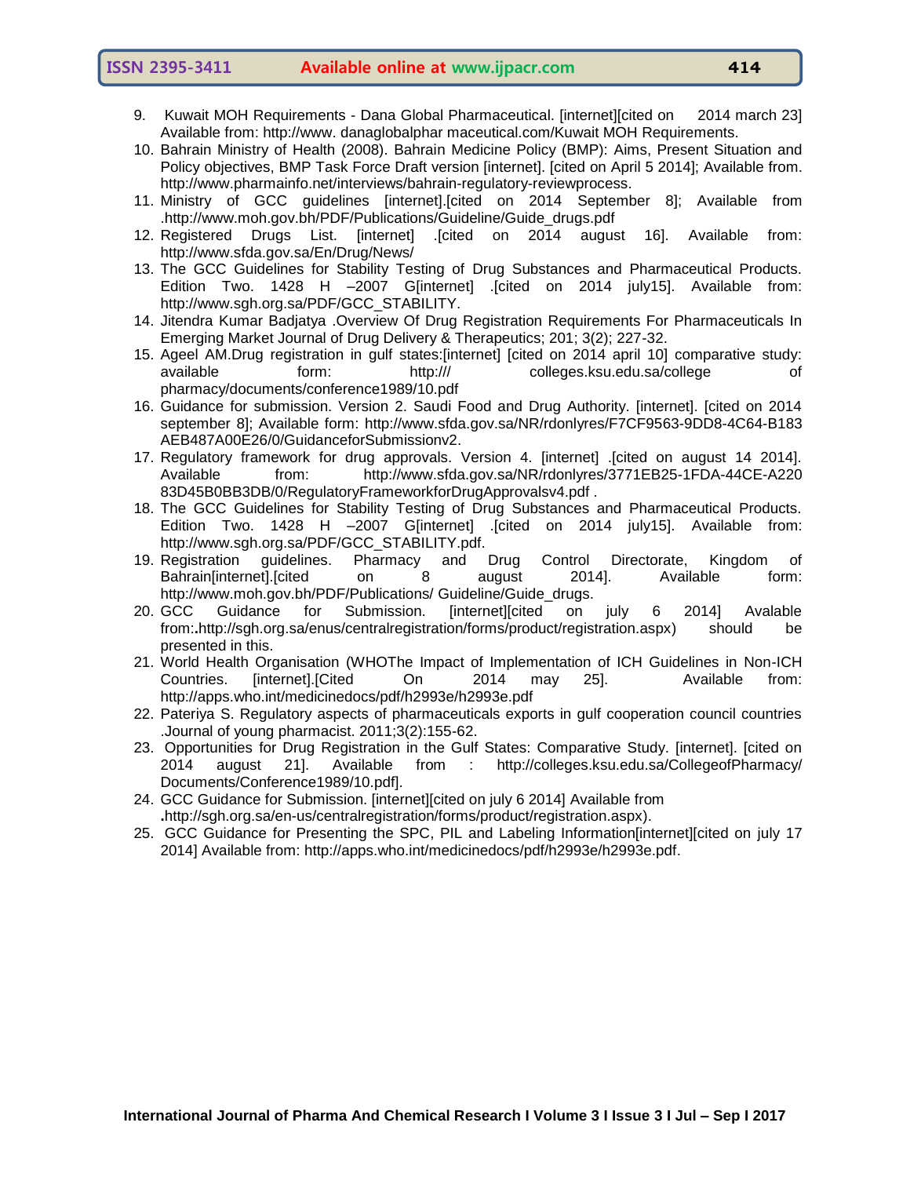9. Kuwait MOH Requirements - Dana Global Pharmaceutical. [internet][cited on 2014 march 23] Available from: http://www. danaglobalphar maceutical.com/Kuwait MOH Requirements.
10. Bahrain Ministry of Health (2008). Bahrain Medicine Policy (BMP): Aims, Present Situation and Policy objectives, BMP Task Force Draft version [internet]. [cited on April 5 2014]; Available from. http://www.pharmainfo.net/interviews/bahrain-regulatory-reviewprocess.
11. Ministry of GCC guidelines [internet].[cited on 2014 September 8]; Available from .http://www.moh.gov.bh/PDF/Publications/Guideline/Guide_drugs.pdf
12. Registered Drugs List. [internet] .[cited on 2014 august 16]. Available from: http://www.sfda.gov.sa/En/Drug/News/
13. The GCC Guidelines for Stability Testing of Drug Substances and Pharmaceutical Products. Edition Two. 1428 H –2007 G[internet] .[cited on 2014 july15]. Available from: http://www.sgh.org.sa/PDF/GCC_STABILITY.
14. Jitendra Kumar Badjatya .Overview Of Drug Registration Requirements For Pharmaceuticals In Emerging Market Journal of Drug Delivery & Therapeutics; 201; 3(2); 227-32.
15. Ageel AM.Drug registration in gulf states:[internet] [cited on 2014 april 10] comparative study: available form: http:/// colleges.ksu.edu.sa/college of pharmacy/documents/conference1989/10.pdf
16. Guidance for submission. Version 2. Saudi Food and Drug Authority. [internet]. [cited on 2014 september 8]; Available form: http://www.sfda.gov.sa/NR/rdonlyres/F7CF9563-9DD8-4C64-B183 AEB487A00E26/0/GuidanceforSubmissionv2.
17. Regulatory framework for drug approvals. Version 4. [internet] .[cited on august 14 2014]. Available from: http://www.sfda.gov.sa/NR/rdonlyres/3771EB25-1FDA-44CE-A220 83D45B0BB3DB/0/RegulatoryFrameworkforDrugApprovalsv4.pdf .
18. The GCC Guidelines for Stability Testing of Drug Substances and Pharmaceutical Products. Edition Two. 1428 H –2007 G[internet] .[cited on 2014 july15]. Available from: http://www.sgh.org.sa/PDF/GCC_STABILITY.pdf.
19. Registration guidelines. Pharmacy and Drug Control Directorate, Kingdom of Bahrain[internet].[cited on 8 august 2014]. Available form: http://www.moh.gov.bh/PDF/Publications/ Guideline/Guide_drugs.
20. GCC Guidance for Submission. [internet][cited on july 6 2014] Avalable from:.http://sgh.org.sa/enus/centralregistration/forms/product/registration.aspx) should be presented in this.
21. World Health Organisation (WHOThe Impact of Implementation of ICH Guidelines in Non-ICH Countries. [internet].[Cited On 2014 may 25]. Available from: http://apps.who.int/medicinedocs/pdf/h2993e/h2993e.pdf
22. Pateriya S. Regulatory aspects of pharmaceuticals exports in gulf cooperation council countries .Journal of young pharmacist. 2011;3(2):155-62.
23. Opportunities for Drug Registration in the Gulf States: Comparative Study. [internet]. [cited on 2014 august 21]. Available from : http://colleges.ksu.edu.sa/CollegeofPharmacy/ Documents/Conference1989/10.pdf].
24. GCC Guidance for Submission. [internet][cited on july 6 2014] Available from .http://sgh.org.sa/en-us/centralregistration/forms/product/registration.aspx).
25. GCC Guidance for Presenting the SPC, PIL and Labeling Information[internet][cited on july 17 2014] Available from: http://apps.who.int/medicinedocs/pdf/h2993e/h2993e.pdf.